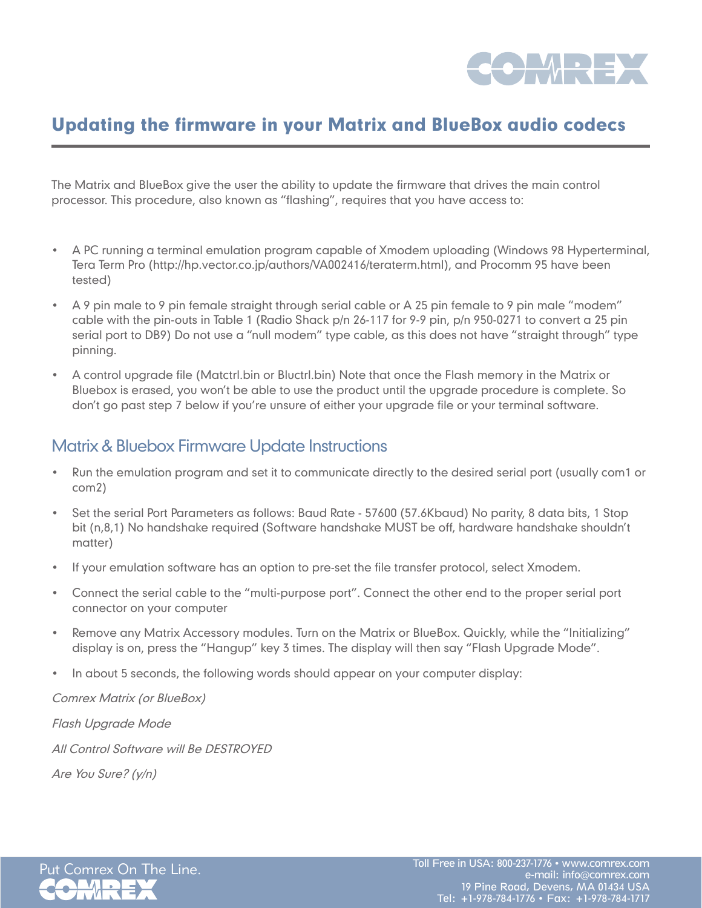// Page 1 of 2 — document a2f2aa45bf2e

# Updating the firmware in your Matrix and BlueBox audio codecs

The Matrix and BlueBox give the user the ability to update the firmware that drives the main control processor. This procedure, also known as "flashing", requires that you have access to:

- A PC running a terminal emulation program capable of Xmodem uploading (Windows 98 Hyperterminal, Tera Term Pro (http://hp.vector.co.jp/authors/VA002416/teraterm.html), and Procomm 95 have been tested)
- A 9 pin male to 9 pin female straight through serial cable or A 25 pin female to 9 pin male "modem" cable with the pin-outs in Table 1 (Radio Shack p/n 26-117 for 9-9 pin, p/n 950-0271 to convert a 25 pin serial port to DB9) Do not use a "null modem" type cable, as this does not have "straight through" type pinning.
- A control upgrade file (Matctrl.bin or Bluctrl.bin) Note that once the Flash memory in the Matrix or Bluebox is erased, you won't be able to use the product until the upgrade procedure is complete. So don't go past step 7 below if you're unsure of either your upgrade file or your terminal software.

## Matrix & Bluebox Firmware Update Instructions

- Run the emulation program and set it to communicate directly to the desired serial port (usually com1 or com2)
- Set the serial Port Parameters as follows: Baud Rate - 57600 (57.6Kbaud) No parity, 8 data bits, 1 Stop bit (n,8,1) No handshake required (Software handshake MUST be off, hardware handshake shouldn't matter)
- If your emulation software has an option to pre-set the file transfer protocol, select Xmodem.
- Connect the serial cable to the "multi-purpose port". Connect the other end to the proper serial port connector on your computer
- Remove any Matrix Accessory modules. Turn on the Matrix or BlueBox. Quickly, while the "Initializing" display is on, press the "Hangup" key 3 times. The display will then say "Flash Upgrade Mode".
- In about 5 seconds, the following words should appear on your computer display:

*Comrex Matrix (or BlueBox)*

*Flash Upgrade Mode*

*All Control Software will Be DESTROYED*

*Are You Sure? (y/n)*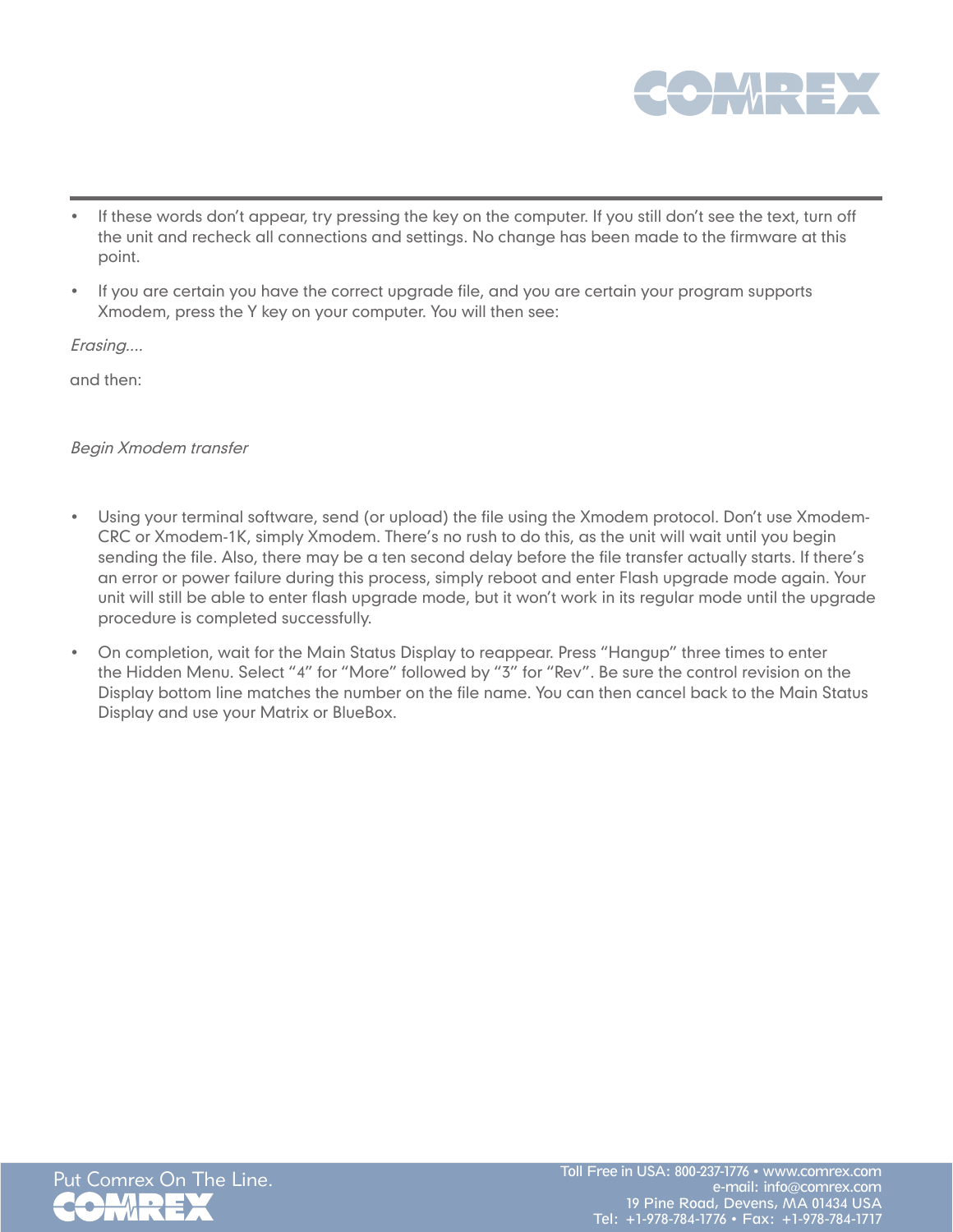- If these words don't appear, try pressing the key on the computer. If you still don't see the text, turn off the unit and recheck all connections and settings. No change has been made to the firmware at this point.
- If you are certain you have the correct upgrade file, and you are certain your program supports Xmodem, press the Y key on your computer. You will then see:

*Erasing....*

and then:

*Begin Xmodem transfer*

- Using your terminal software, send (or upload) the file using the Xmodem protocol. Don't use Xmodem-CRC or Xmodem-1K, simply Xmodem. There's no rush to do this, as the unit will wait until you begin sending the file. Also, there may be a ten second delay before the file transfer actually starts. If there's an error or power failure during this process, simply reboot and enter Flash upgrade mode again. Your unit will still be able to enter flash upgrade mode, but it won't work in its regular mode until the upgrade procedure is completed successfully.
- On completion, wait for the Main Status Display to reappear. Press "Hangup" three times to enter the Hidden Menu. Select "4" for "More" followed by "3" for "Rev". Be sure the control revision on the Display bottom line matches the number on the file name. You can then cancel back to the Main Status Display and use your Matrix or BlueBox.